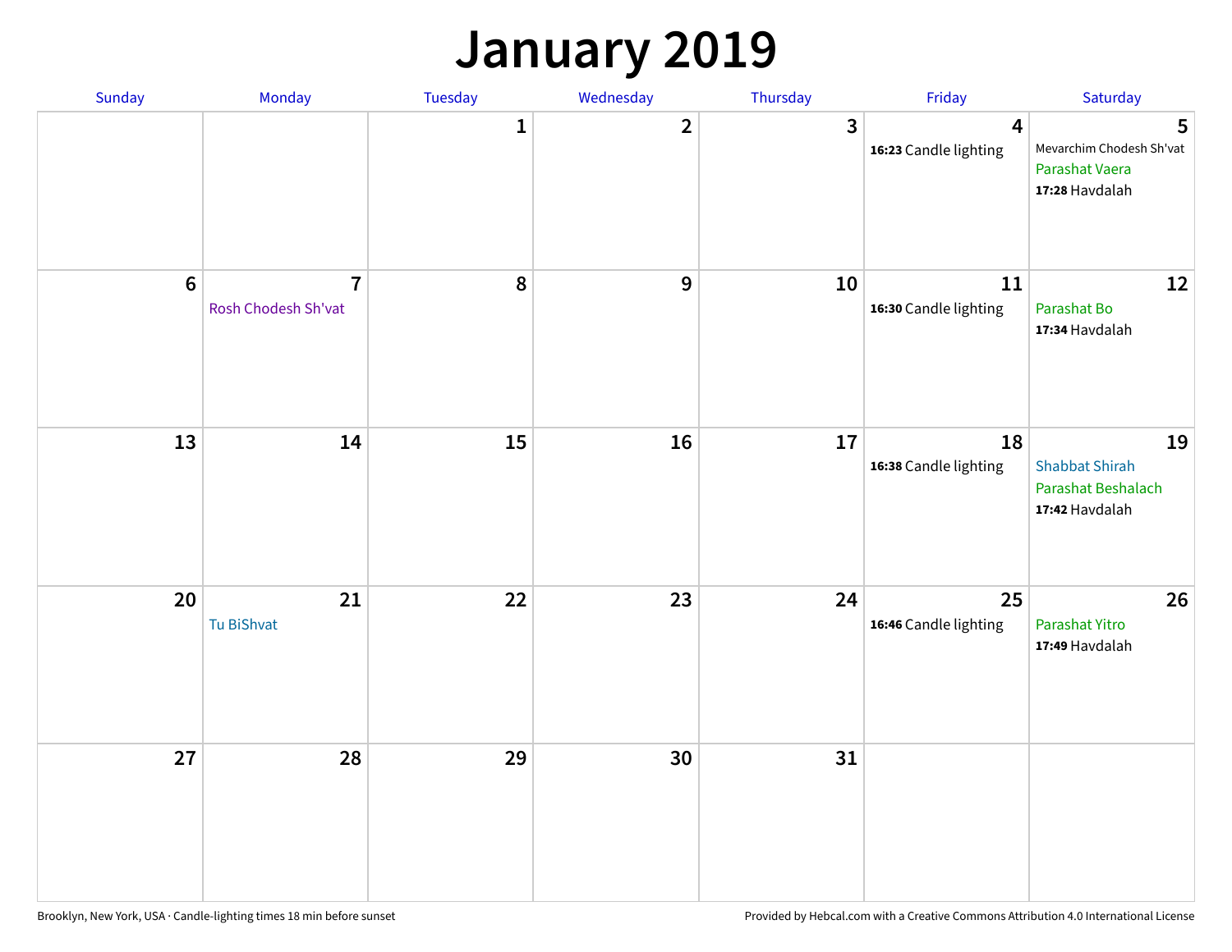# January 2019

| Sunday | Monday | Tuesday | Wednesday | Thursday | Friday | Saturday |
|---|---|---|---|---|---|---|
| | | 1 | 2 | 3 | 4<br>**16:23** Candle lighting | 5<br>Mevarchim Chodesh Sh'vat<br>Parashat Vaera<br>**17:28** Havdalah |
| 6 | 7<br>Rosh Chodesh Sh'vat | 8 | 9 | 10 | 11<br>**16:30** Candle lighting | 12<br>Parashat Bo<br>**17:34** Havdalah |
| 13 | 14 | 15 | 16 | 17 | 18<br>**16:38** Candle lighting | 19<br>Shabbat Shirah<br>Parashat Beshalach<br>**17:42** Havdalah |
| 20 | 21<br>Tu BiShvat | 22 | 23 | 24 | 25<br>**16:46** Candle lighting | 26<br>Parashat Yitro<br>**17:49** Havdalah |
| 27 | 28 | 29 | 30 | 31 | | |

Brooklyn, New York, USA · Candle-lighting times 18 min before sunset

Provided by Hebcal.com with a Creative Commons Attribution 4.0 International License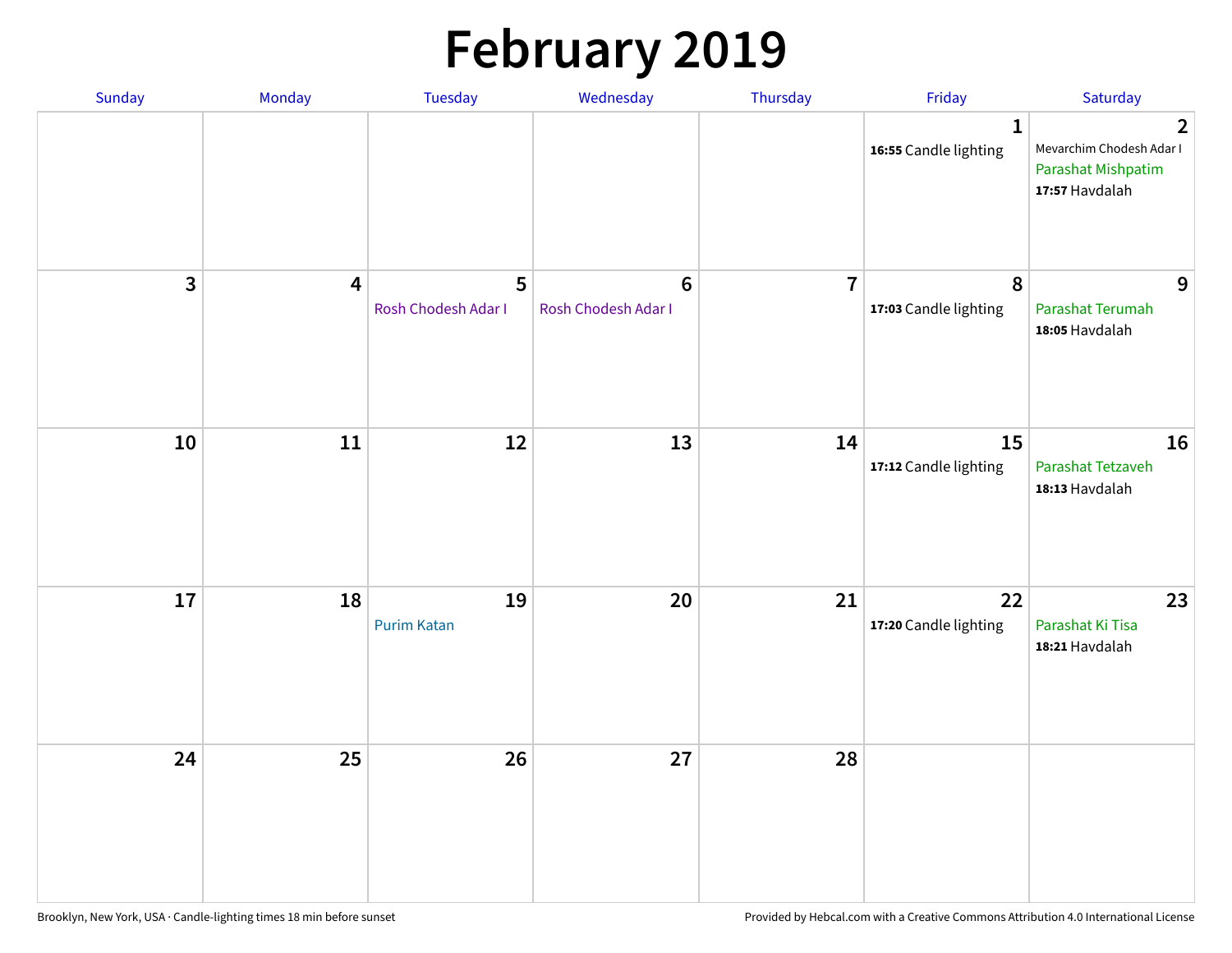# February 2019

| Sunday | Monday | Tuesday | Wednesday | Thursday | Friday | Saturday |
| --- | --- | --- | --- | --- | --- | --- |
| | | | | | 1<br>**16:55** Candle lighting | 2<br>Mevarchim Chodesh Adar I<br>Parashat Mishpatim<br>**17:57** Havdalah |
| 3 | 4 | 5<br>Rosh Chodesh Adar I | 6<br>Rosh Chodesh Adar I | 7 | 8<br>**17:03** Candle lighting | 9<br>Parashat Terumah<br>**18:05** Havdalah |
| 10 | 11 | 12 | 13 | 14 | 15<br>**17:12** Candle lighting | 16<br>Parashat Tetzaveh<br>**18:13** Havdalah |
| 17 | 18 | 19<br>Purim Katan | 20 | 21 | 22<br>**17:20** Candle lighting | 23<br>Parashat Ki Tisa<br>**18:21** Havdalah |
| 24 | 25 | 26 | 27 | 28 | | |

Brooklyn, New York, USA · Candle-lighting times 18 min before sunset

Provided by Hebcal.com with a Creative Commons Attribution 4.0 International License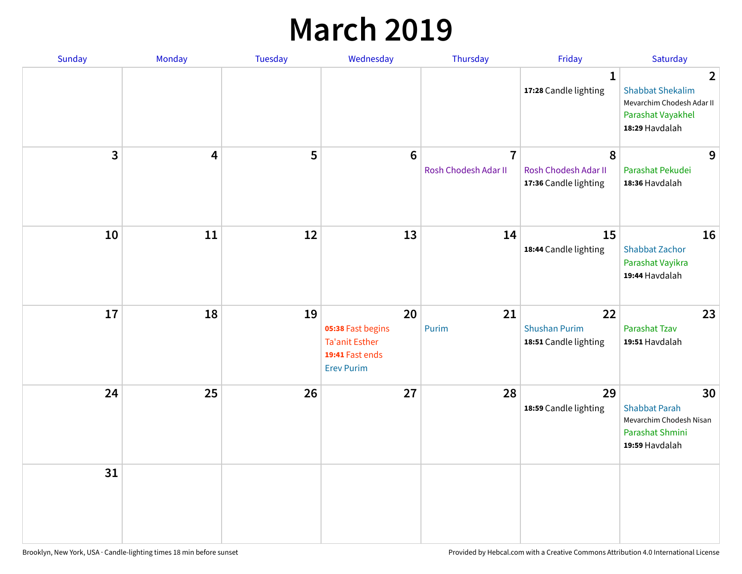# March 2019

| Sunday | Monday | Tuesday | Wednesday | Thursday | Friday | Saturday |
|---|---|---|---|---|---|---|
| | | | | | 1<br>**17:28** Candle lighting | 2<br>Shabbat Shekalim<br>Mevarchim Chodesh Adar II<br>Parashat Vayakhel<br>**18:29** Havdalah |
| 3 | 4 | 5 | 6 | 7<br>Rosh Chodesh Adar II | 8<br>Rosh Chodesh Adar II<br>**17:36** Candle lighting | 9<br>Parashat Pekudei<br>**18:36** Havdalah |
| 10 | 11 | 12 | 13 | 14 | 15<br>**18:44** Candle lighting | 16<br>Shabbat Zachor<br>Parashat Vayikra<br>**19:44** Havdalah |
| 17 | 18 | 19 | 20<br>**05:38** Fast begins<br>Ta'anit Esther<br>**19:41** Fast ends<br>Erev Purim | 21<br>Purim | 22<br>Shushan Purim<br>**18:51** Candle lighting | 23<br>Parashat Tzav<br>**19:51** Havdalah |
| 24 | 25 | 26 | 27 | 28 | 29<br>**18:59** Candle lighting | 30<br>Shabbat Parah<br>Mevarchim Chodesh Nisan<br>Parashat Shmini<br>**19:59** Havdalah |
| 31 | | | | | | |

Brooklyn, New York, USA · Candle-lighting times 18 min before sunset

Provided by Hebcal.com with a Creative Commons Attribution 4.0 International License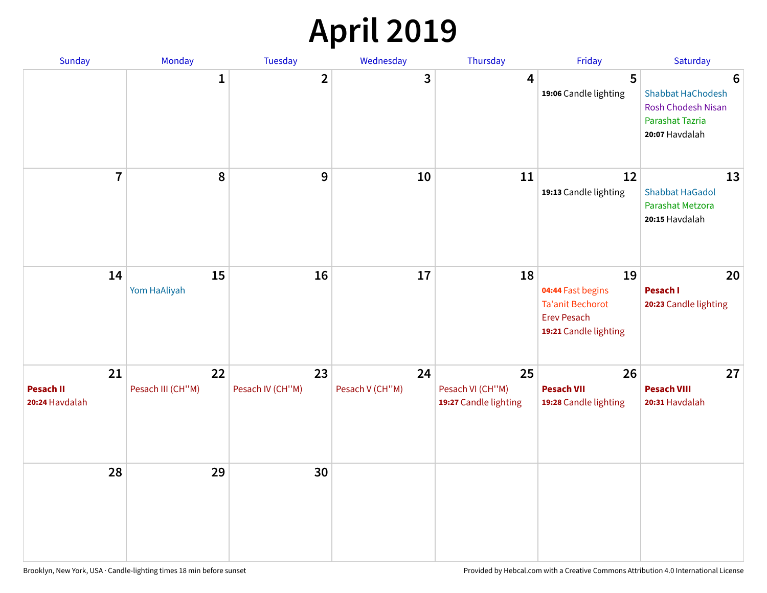# April 2019

| Sunday | Monday | Tuesday | Wednesday | Thursday | Friday | Saturday |
|---|---|---|---|---|---|---|
| | 1 | 2 | 3 | 4 | 5<br>**19:06** Candle lighting | 6<br>Shabbat HaChodesh<br>Rosh Chodesh Nisan<br>Parashat Tazria<br>**20:07** Havdalah |
| 7 | 8 | 9 | 10 | 11 | 12<br>**19:13** Candle lighting | 13<br>Shabbat HaGadol<br>Parashat Metzora<br>**20:15** Havdalah |
| 14 | 15<br>Yom HaAliyah | 16 | 17 | 18 | 19<br>**04:44** Fast begins<br>Ta'anit Bechorot<br>Erev Pesach<br>**19:21** Candle lighting | 20<br>**Pesach I**<br>**20:23** Candle lighting |
| 21<br>**Pesach II**<br>**20:24** Havdalah | 22<br>Pesach III (CH''M) | 23<br>Pesach IV (CH''M) | 24<br>Pesach V (CH''M) | 25<br>Pesach VI (CH''M)<br>**19:27** Candle lighting | 26<br>**Pesach VII**<br>**19:28** Candle lighting | 27<br>**Pesach VIII**<br>**20:31** Havdalah |
| 28 | 29 | 30 | | | | |

Brooklyn, New York, USA · Candle-lighting times 18 min before sunset

Provided by Hebcal.com with a Creative Commons Attribution 4.0 International License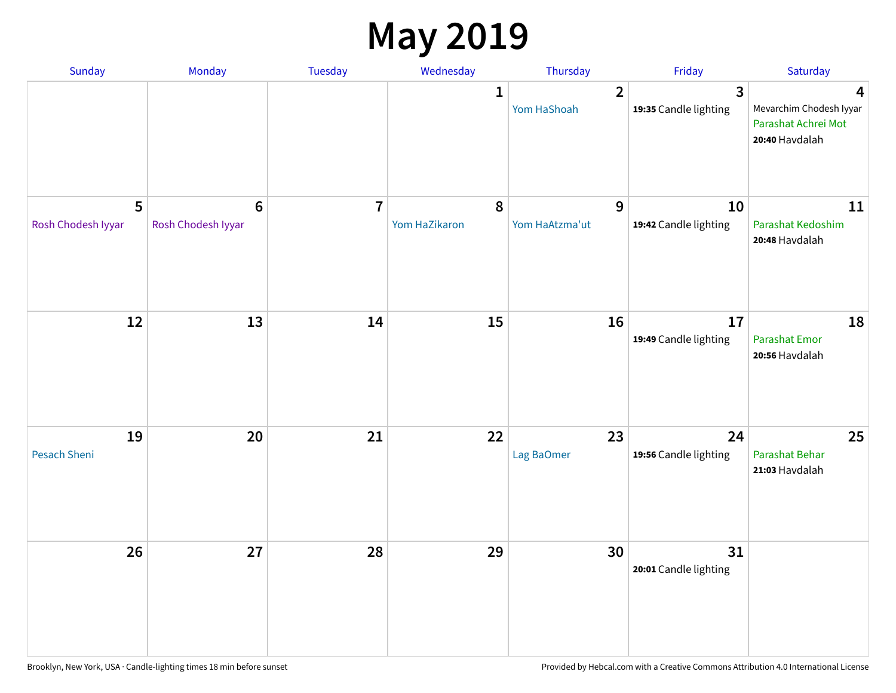# May 2019

| Sunday | Monday | Tuesday | Wednesday | Thursday | Friday | Saturday |
|---|---|---|---|---|---|---|
| | | | 1 | 2<br>Yom HaShoah | 3<br>**19:35** Candle lighting | 4<br>Mevarchim Chodesh Iyyar<br>Parashat Achrei Mot<br>**20:40** Havdalah |
| 5<br>Rosh Chodesh Iyyar | 6<br>Rosh Chodesh Iyyar | 7 | 8<br>Yom HaZikaron | 9<br>Yom HaAtzma'ut | 10<br>**19:42** Candle lighting | 11<br>Parashat Kedoshim<br>**20:48** Havdalah |
| 12 | 13 | 14 | 15 | 16 | 17<br>**19:49** Candle lighting | 18<br>Parashat Emor<br>**20:56** Havdalah |
| 19<br>Pesach Sheni | 20 | 21 | 22 | 23<br>Lag BaOmer | 24<br>**19:56** Candle lighting | 25<br>Parashat Behar<br>**21:03** Havdalah |
| 26 | 27 | 28 | 29 | 30 | 31<br>**20:01** Candle lighting | |

Brooklyn, New York, USA · Candle-lighting times 18 min before sunset

Provided by Hebcal.com with a Creative Commons Attribution 4.0 International License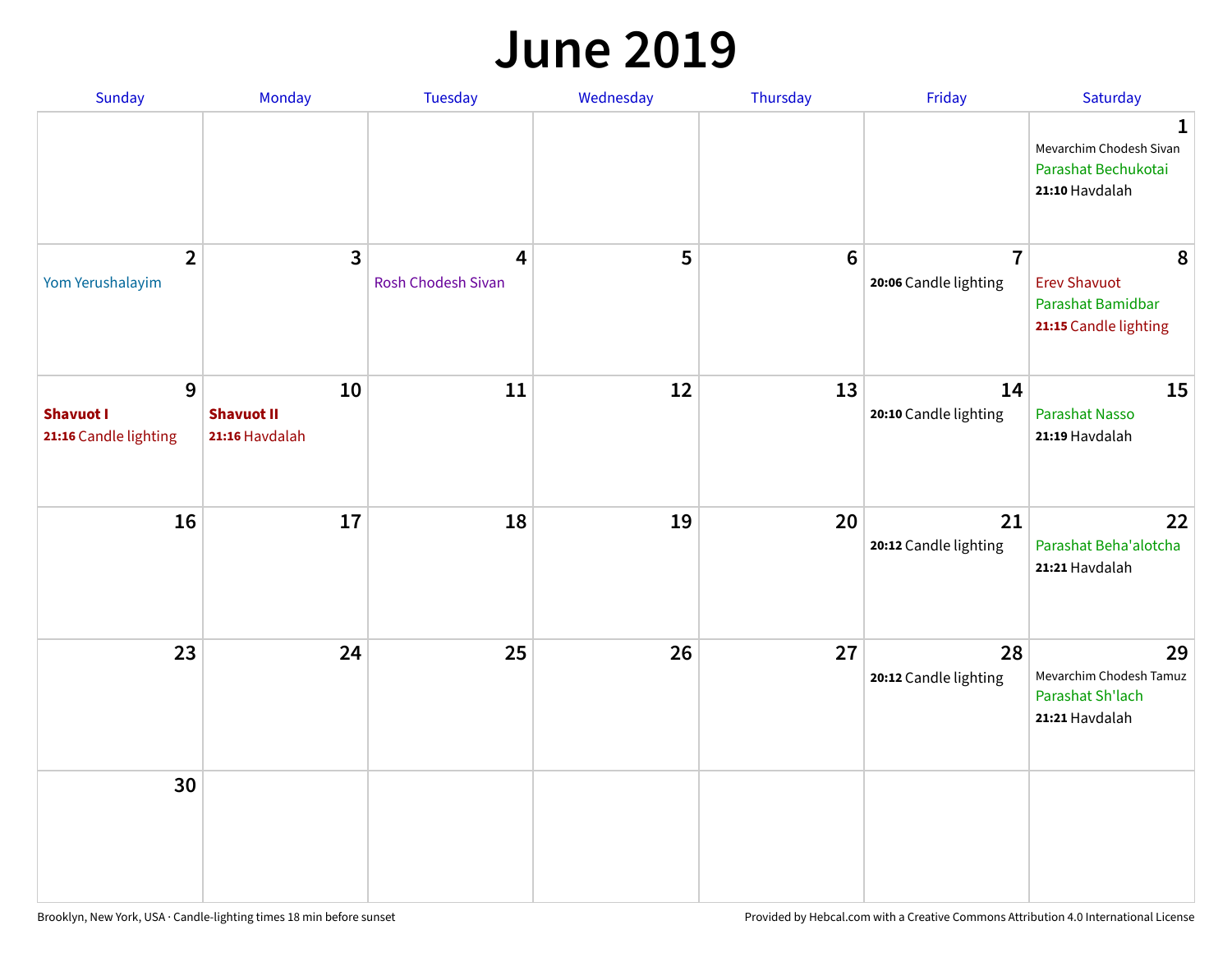# June 2019

| Sunday | Monday | Tuesday | Wednesday | Thursday | Friday | Saturday |
|---|---|---|---|---|---|---|
| | | | | | | **1** Mevarchim Chodesh Sivan<br>Parashat Bechukotai<br>**21:10** Havdalah |
| **2** Yom Yerushalayim | **3** | **4** Rosh Chodesh Sivan | **5** | **6** | **7** **20:06** Candle lighting | **8** Erev Shavuot<br>Parashat Bamidbar<br>**21:15** Candle lighting |
| **9** **Shavuot I**<br>**21:16** Candle lighting | **10** **Shavuot II**<br>**21:16** Havdalah | **11** | **12** | **13** | **14** **20:10** Candle lighting | **15** Parashat Nasso<br>**21:19** Havdalah |
| **16** | **17** | **18** | **19** | **20** | **21** **20:12** Candle lighting | **22** Parashat Beha'alotcha<br>**21:21** Havdalah |
| **23** | **24** | **25** | **26** | **27** | **28** **20:12** Candle lighting | **29** Mevarchim Chodesh Tamuz<br>Parashat Sh'lach<br>**21:21** Havdalah |
| **30** | | | | | | |

Brooklyn, New York, USA · Candle-lighting times 18 min before sunset

Provided by Hebcal.com with a Creative Commons Attribution 4.0 International License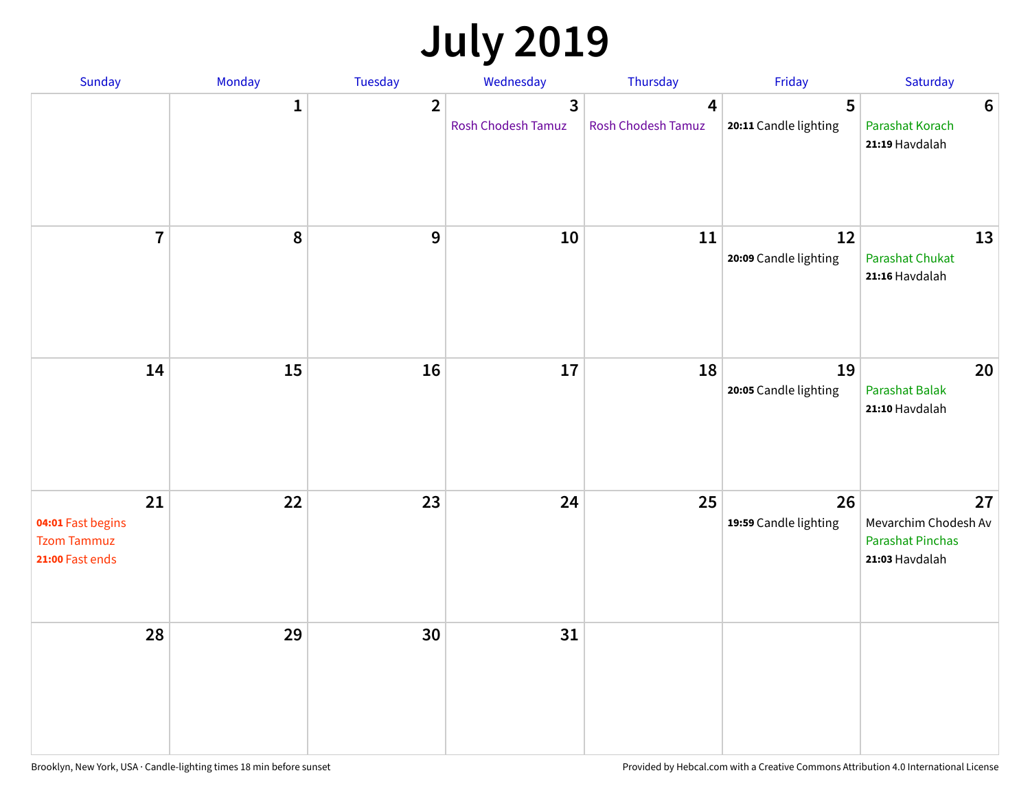# July 2019

| Sunday | Monday | Tuesday | Wednesday | Thursday | Friday | Saturday |
|---|---|---|---|---|---|---|
| | 1 | 2 | 3<br>Rosh Chodesh Tamuz | 4<br>Rosh Chodesh Tamuz | 5<br>**20:11** Candle lighting | 6<br>Parashat Korach<br>**21:19** Havdalah |
| 7 | 8 | 9 | 10 | 11 | 12<br>**20:09** Candle lighting | 13<br>Parashat Chukat<br>**21:16** Havdalah |
| 14 | 15 | 16 | 17 | 18 | 19<br>**20:05** Candle lighting | 20<br>Parashat Balak<br>**21:10** Havdalah |
| 21<br>**04:01** Fast begins<br>Tzom Tammuz<br>**21:00** Fast ends | 22 | 23 | 24 | 25 | 26<br>**19:59** Candle lighting | 27<br>Mevarchim Chodesh Av<br>Parashat Pinchas<br>**21:03** Havdalah |
| 28 | 29 | 30 | 31 | | | |

Brooklyn, New York, USA · Candle-lighting times 18 min before sunset

Provided by Hebcal.com with a Creative Commons Attribution 4.0 International License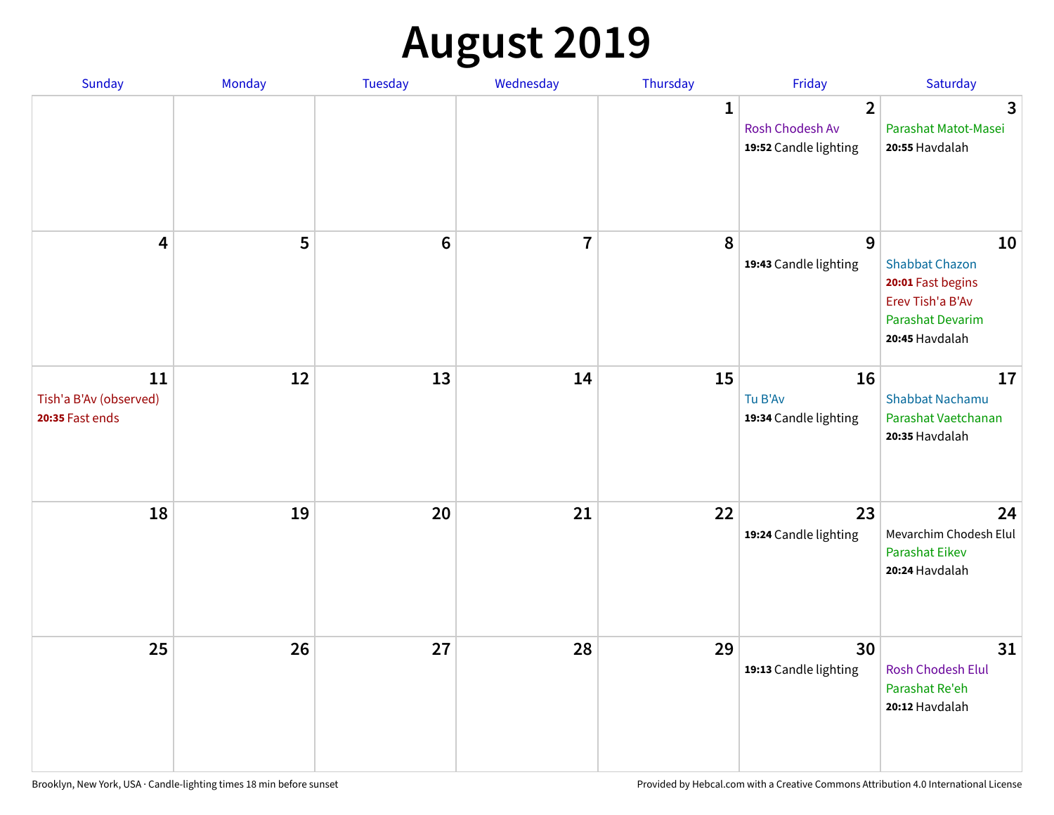# August 2019

| Sunday | Monday | Tuesday | Wednesday | Thursday | Friday | Saturday |
|---|---|---|---|---|---|---|
| | | | | 1 | 2<br>Rosh Chodesh Av<br>**19:52** Candle lighting | 3<br>Parashat Matot-Masei<br>**20:55** Havdalah |
| 4 | 5 | 6 | 7 | 8 | 9<br>**19:43** Candle lighting | 10<br>Shabbat Chazon<br>**20:01** Fast begins<br>Erev Tish'a B'Av<br>Parashat Devarim<br>**20:45** Havdalah |
| 11<br>Tish'a B'Av (observed)<br>**20:35** Fast ends | 12 | 13 | 14 | 15 | 16<br>Tu B'Av<br>**19:34** Candle lighting | 17<br>Shabbat Nachamu<br>Parashat Vaetchanan<br>**20:35** Havdalah |
| 18 | 19 | 20 | 21 | 22 | 23<br>**19:24** Candle lighting | 24<br>Mevarchim Chodesh Elul<br>Parashat Eikev<br>**20:24** Havdalah |
| 25 | 26 | 27 | 28 | 29 | 30<br>**19:13** Candle lighting | 31<br>Rosh Chodesh Elul<br>Parashat Re'eh<br>**20:12** Havdalah |

Brooklyn, New York, USA · Candle-lighting times 18 min before sunset

Provided by Hebcal.com with a Creative Commons Attribution 4.0 International License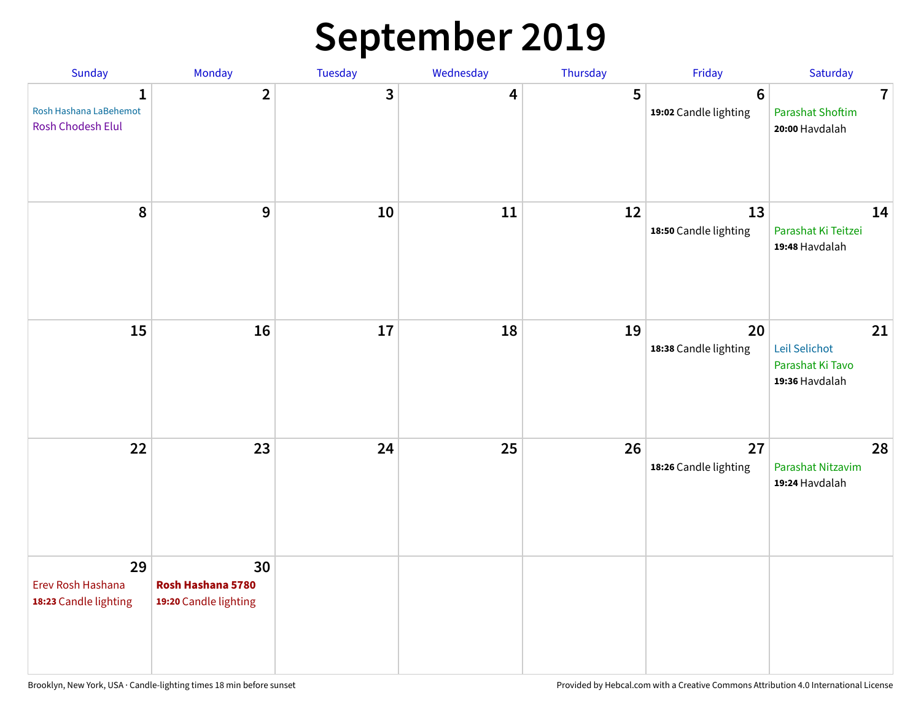# September 2019

| Sunday | Monday | Tuesday | Wednesday | Thursday | Friday | Saturday |
|---|---|---|---|---|---|---|
| **1** Rosh Hashana LaBehemot; Rosh Chodesh Elul | **2** | **3** | **4** | **5** | **6** **19:02** Candle lighting | **7** Parashat Shoftim; **20:00** Havdalah |
| **8** | **9** | **10** | **11** | **12** | **13** **18:50** Candle lighting | **14** Parashat Ki Teitzei; **19:48** Havdalah |
| **15** | **16** | **17** | **18** | **19** | **20** **18:38** Candle lighting | **21** Leil Selichot; Parashat Ki Tavo; **19:36** Havdalah |
| **22** | **23** | **24** | **25** | **26** | **27** **18:26** Candle lighting | **28** Parashat Nitzavim; **19:24** Havdalah |
| **29** Erev Rosh Hashana; **18:23** Candle lighting | **30** **Rosh Hashana 5780**; **19:20** Candle lighting | | | | | |

Brooklyn, New York, USA · Candle-lighting times 18 min before sunset

Provided by Hebcal.com with a Creative Commons Attribution 4.0 International License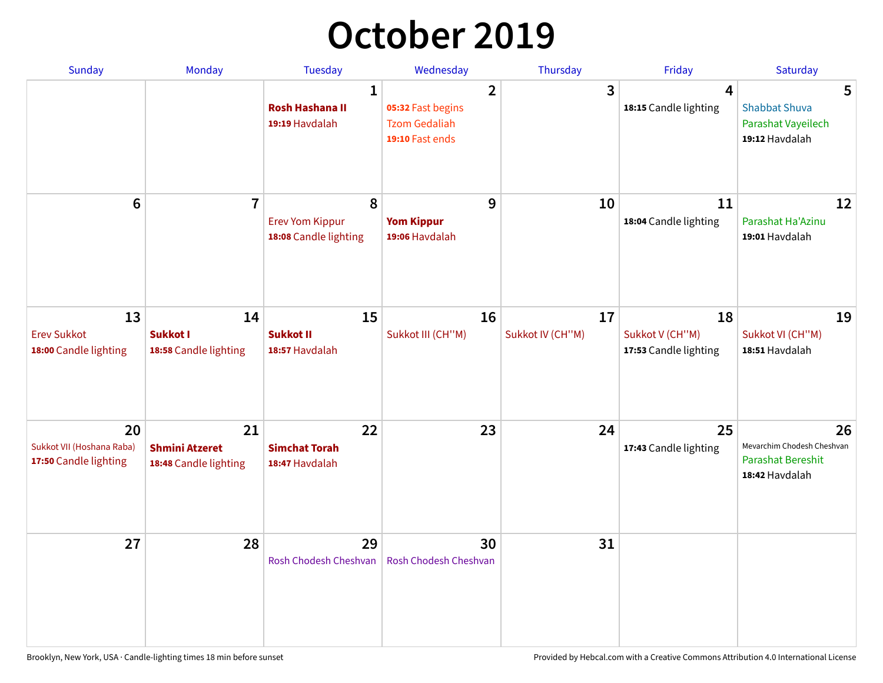# October 2019

| Sunday | Monday | Tuesday | Wednesday | Thursday | Friday | Saturday |
|---|---|---|---|---|---|---|
| | | **1**<br>**Rosh Hashana II**<br>**19:19** Havdalah | **2**<br>**05:32** Fast begins<br>Tzom Gedaliah<br>**19:10** Fast ends | **3** | **4**<br>**18:15** Candle lighting | **5**<br>Shabbat Shuva<br>Parashat Vayeilech<br>**19:12** Havdalah |
| **6** | **7** | **8**<br>Erev Yom Kippur<br>**18:08** Candle lighting | **9**<br>**Yom Kippur**<br>**19:06** Havdalah | **10** | **11**<br>**18:04** Candle lighting | **12**<br>Parashat Ha'Azinu<br>**19:01** Havdalah |
| **13**<br>Erev Sukkot<br>**18:00** Candle lighting | **14**<br>**Sukkot I**<br>**18:58** Candle lighting | **15**<br>**Sukkot II**<br>**18:57** Havdalah | **16**<br>Sukkot III (CH''M) | **17**<br>Sukkot IV (CH''M) | **18**<br>Sukkot V (CH''M)<br>**17:53** Candle lighting | **19**<br>Sukkot VI (CH''M)<br>**18:51** Havdalah |
| **20**<br>Sukkot VII (Hoshana Raba)<br>**17:50** Candle lighting | **21**<br>**Shmini Atzeret**<br>**18:48** Candle lighting | **22**<br>**Simchat Torah**<br>**18:47** Havdalah | **23** | **24** | **25**<br>**17:43** Candle lighting | **26**<br>Mevarchim Chodesh Cheshvan<br>Parashat Bereshit<br>**18:42** Havdalah |
| **27** | **28** | **29**<br>Rosh Chodesh Cheshvan | **30**<br>Rosh Chodesh Cheshvan | **31** | | |

Brooklyn, New York, USA · Candle-lighting times 18 min before sunset

Provided by Hebcal.com with a Creative Commons Attribution 4.0 International License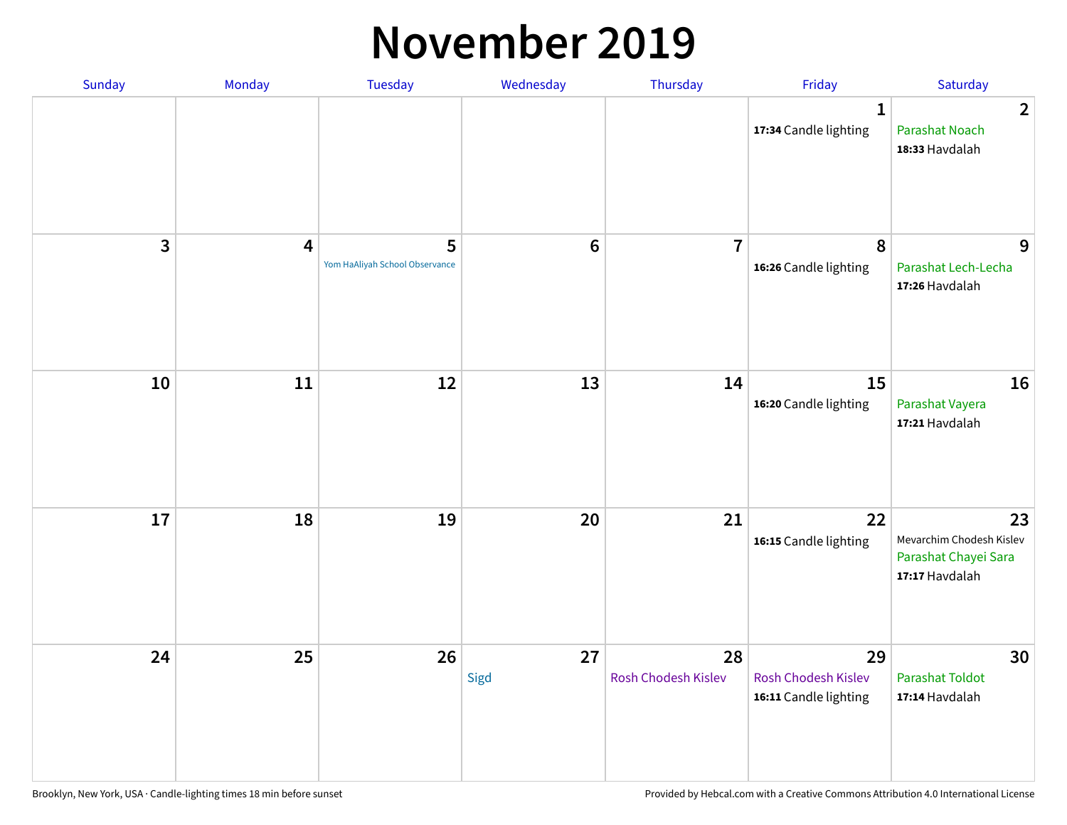# November 2019

| Sunday | Monday | Tuesday | Wednesday | Thursday | Friday | Saturday |
|---|---|---|---|---|---|---|
| | | | | | 1<br>**17:34** Candle lighting | 2<br>Parashat Noach<br>**18:33** Havdalah |
| 3 | 4 | 5<br>Yom HaAliyah School Observance | 6 | 7 | 8<br>**16:26** Candle lighting | 9<br>Parashat Lech-Lecha<br>**17:26** Havdalah |
| 10 | 11 | 12 | 13 | 14 | 15<br>**16:20** Candle lighting | 16<br>Parashat Vayera<br>**17:21** Havdalah |
| 17 | 18 | 19 | 20 | 21 | 22<br>**16:15** Candle lighting | 23<br>Mevarchim Chodesh Kislev<br>Parashat Chayei Sara<br>**17:17** Havdalah |
| 24 | 25 | 26 | 27<br>Sigd | 28<br>Rosh Chodesh Kislev | 29<br>Rosh Chodesh Kislev<br>**16:11** Candle lighting | 30<br>Parashat Toldot<br>**17:14** Havdalah |

Brooklyn, New York, USA · Candle-lighting times 18 min before sunset

Provided by Hebcal.com with a Creative Commons Attribution 4.0 International License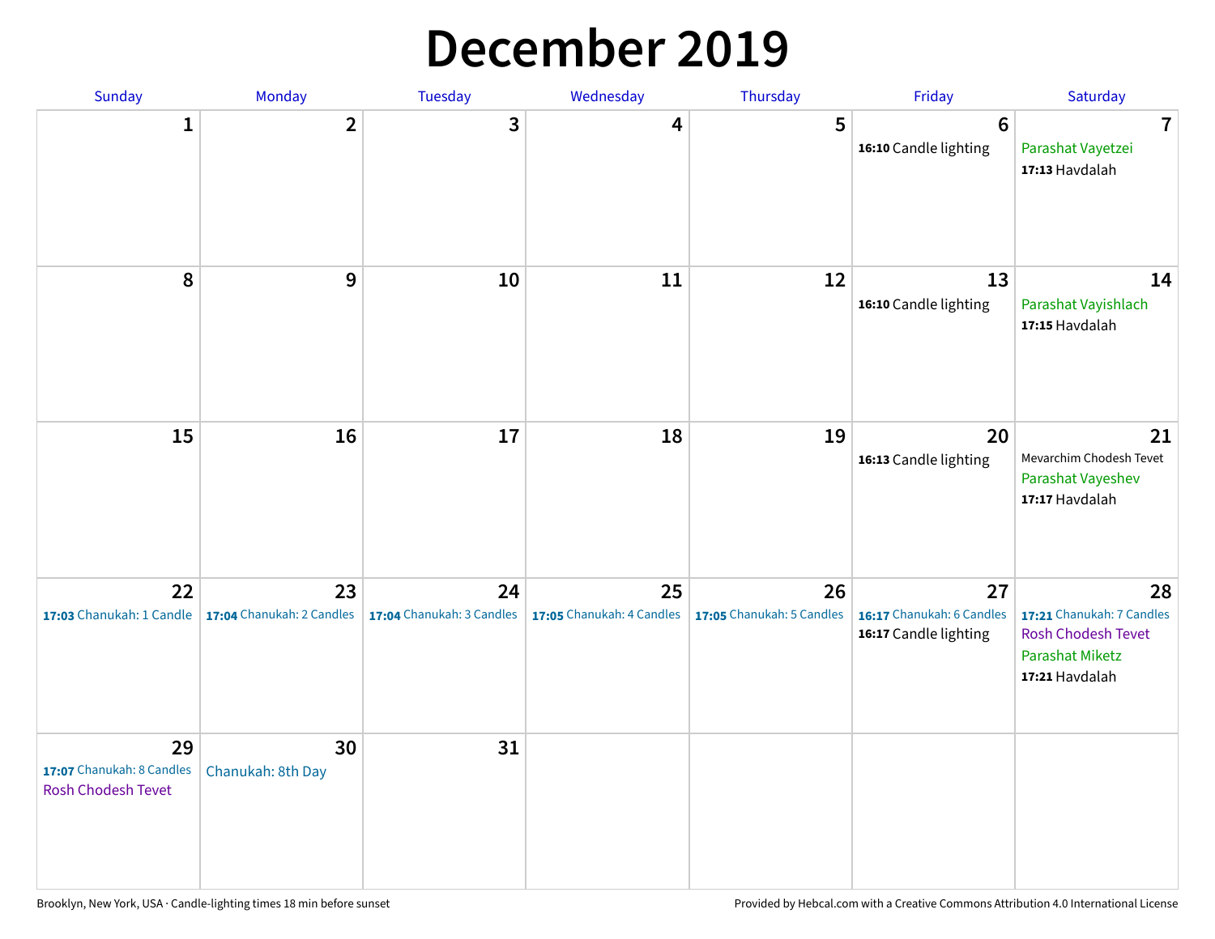# December 2019

| Sunday | Monday | Tuesday | Wednesday | Thursday | Friday | Saturday |
|---|---|---|---|---|---|---|
| 1 | 2 | 3 | 4 | 5 | 6<br>**16:10** Candle lighting | 7<br>Parashat Vayetzei<br>**17:13** Havdalah |
| 8 | 9 | 10 | 11 | 12 | 13<br>**16:10** Candle lighting | 14<br>Parashat Vayishlach<br>**17:15** Havdalah |
| 15 | 16 | 17 | 18 | 19 | 20<br>**16:13** Candle lighting | 21<br>Mevarchim Chodesh Tevet<br>Parashat Vayeshev<br>**17:17** Havdalah |
| 22<br>**17:03** Chanukah: 1 Candle | 23<br>**17:04** Chanukah: 2 Candles | 24<br>**17:04** Chanukah: 3 Candles | 25<br>**17:05** Chanukah: 4 Candles | 26<br>**17:05** Chanukah: 5 Candles | 27<br>**16:17** Chanukah: 6 Candles<br>**16:17** Candle lighting | 28<br>**17:21** Chanukah: 7 Candles<br>Rosh Chodesh Tevet<br>Parashat Miketz<br>**17:21** Havdalah |
| 29<br>**17:07** Chanukah: 8 Candles<br>Rosh Chodesh Tevet | 30<br>Chanukah: 8th Day | 31 | | | | |

Brooklyn, New York, USA · Candle-lighting times 18 min before sunset

Provided by Hebcal.com with a Creative Commons Attribution 4.0 International License